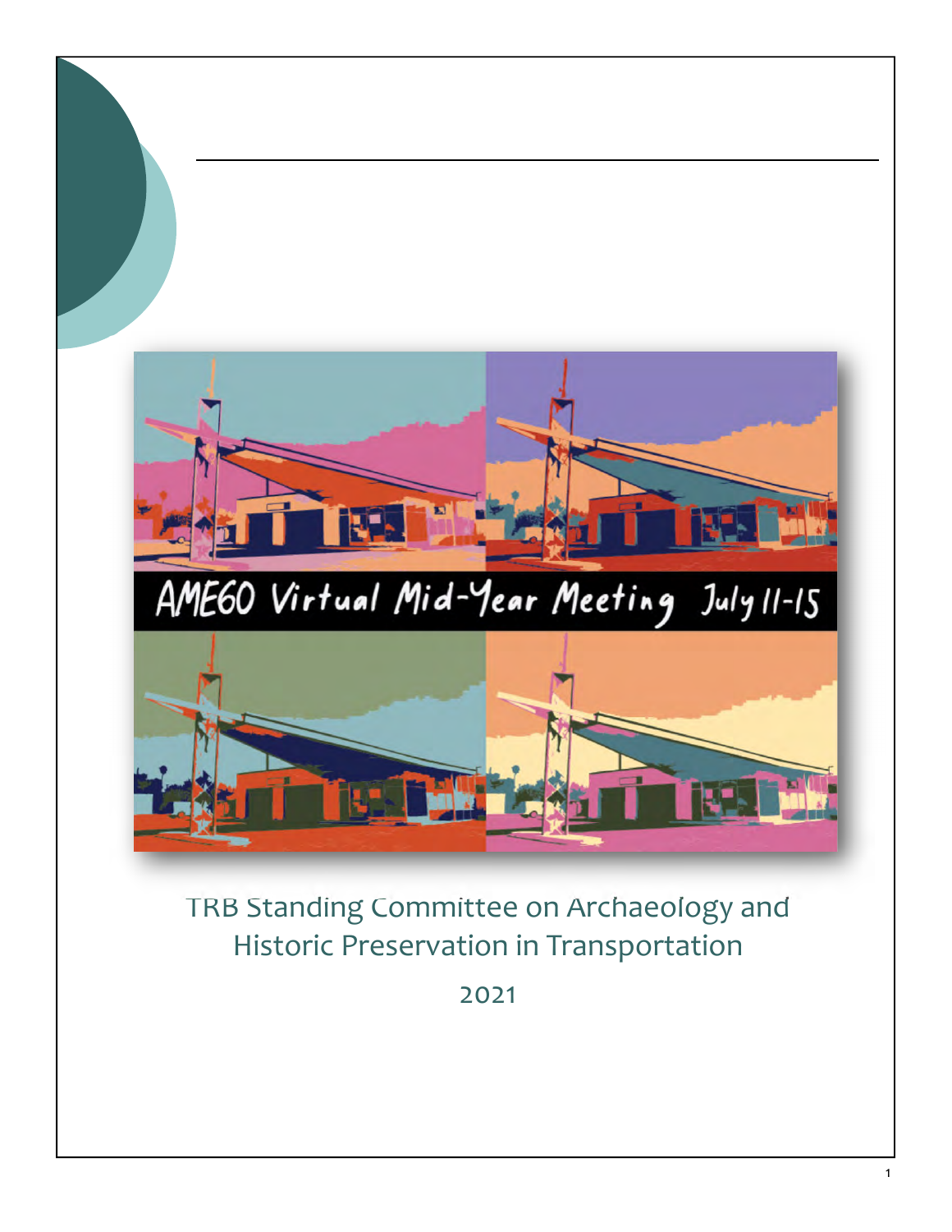AME60 Virtual Mid-Year Meeting July 11-15

TRB Standing Committee on Archaeology and Historic Preservation in Transportation

2021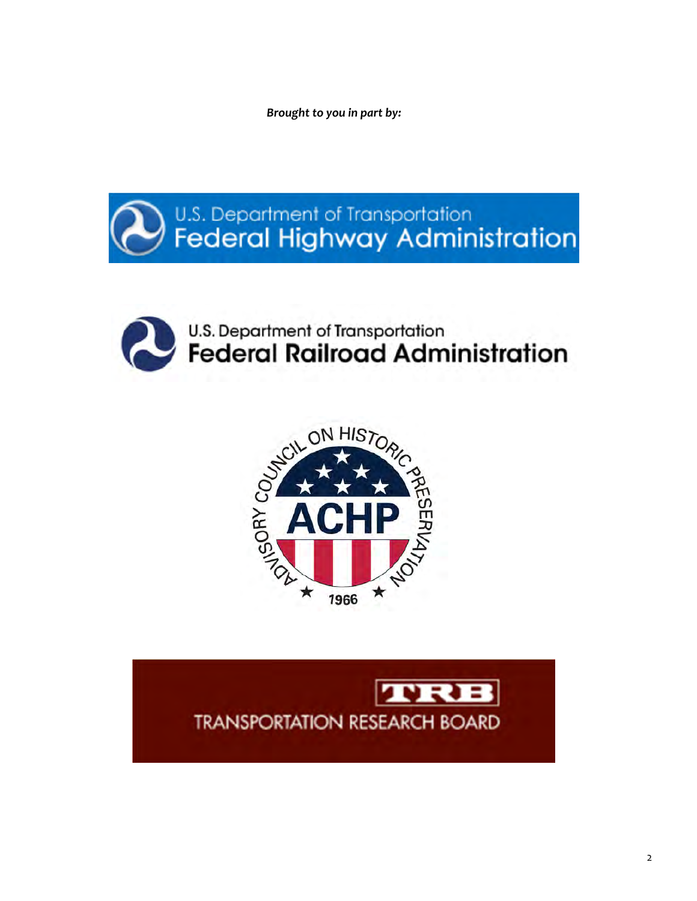***Brought to you in part by:***

U.S. Department of Transportation
Federal Highway Administration

U.S. Department of Transportation
Federal Railroad Administration

ADVISORY COUNCIL ON HISTORIC PRESERVATION
ACHP
1966

TRB
TRANSPORTATION RESEARCH BOARD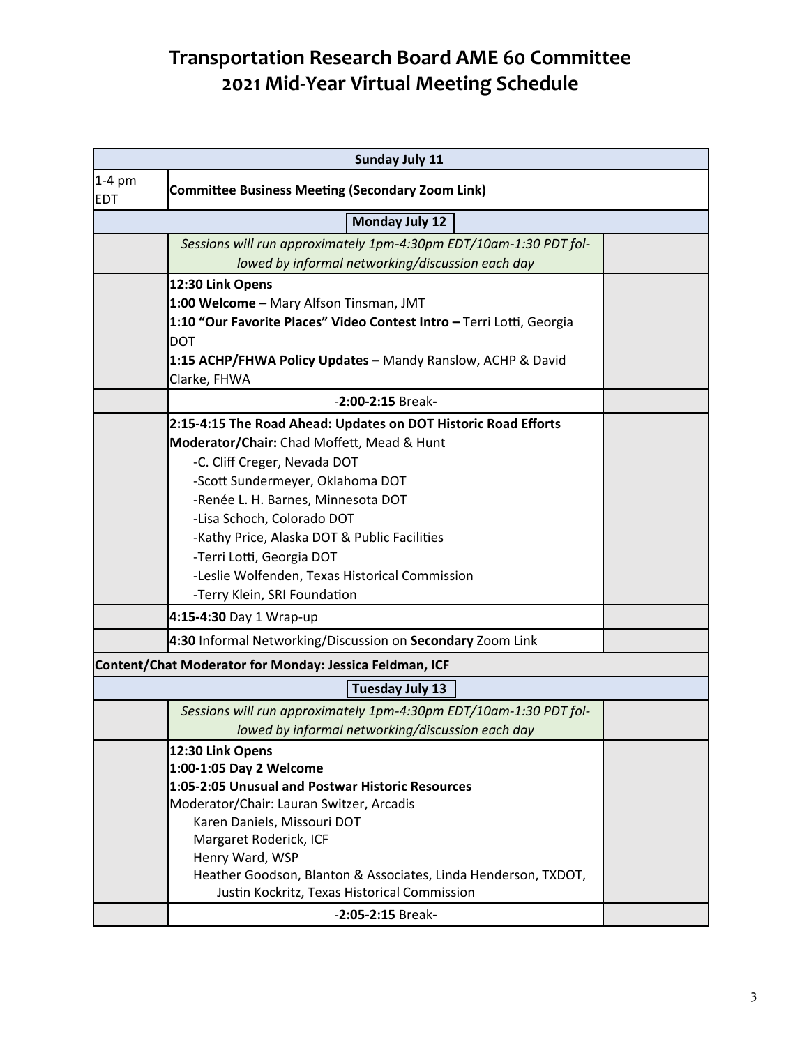# Transportation Research Board AME 60 Committee
# 2021 Mid-Year Virtual Meeting Schedule

| | | |
|---|---|---|
| **Sunday July 11** | | |
| 1-4 pm EDT | **Committee Business Meeting (Secondary Zoom Link)** | |
| **Monday July 12** | | |
| | *Sessions will run approximately 1pm-4:30pm EDT/10am-1:30 PDT followed by informal networking/discussion each day* | |
| | **12:30 Link Opens**<br>**1:00 Welcome –** Mary Alfson Tinsman, JMT<br>**1:10 "Our Favorite Places" Video Contest Intro –** Terri Lotti, Georgia DOT<br>**1:15 ACHP/FHWA Policy Updates –** Mandy Ranslow, ACHP & David Clarke, FHWA | |
| | -**2:00-2:15** Break- | |
| | **2:15-4:15 The Road Ahead: Updates on DOT Historic Road Efforts**<br>**Moderator/Chair:** Chad Moffett, Mead & Hunt<br>-C. Cliff Creger, Nevada DOT<br>-Scott Sundermeyer, Oklahoma DOT<br>-Renée L. H. Barnes, Minnesota DOT<br>-Lisa Schoch, Colorado DOT<br>-Kathy Price, Alaska DOT & Public Facilities<br>-Terri Lotti, Georgia DOT<br>-Leslie Wolfenden, Texas Historical Commission<br>-Terry Klein, SRI Foundation | |
| | **4:15-4:30** Day 1 Wrap-up | |
| | **4:30** Informal Networking/Discussion on **Secondary** Zoom Link | |
| **Content/Chat Moderator for Monday: Jessica Feldman, ICF** | | |
| **Tuesday July 13** | | |
| | *Sessions will run approximately 1pm-4:30pm EDT/10am-1:30 PDT followed by informal networking/discussion each day* | |
| | **12:30 Link Opens**<br>**1:00-1:05 Day 2 Welcome**<br>**1:05-2:05 Unusual and Postwar Historic Resources**<br>Moderator/Chair: Lauran Switzer, Arcadis<br>Karen Daniels, Missouri DOT<br>Margaret Roderick, ICF<br>Henry Ward, WSP<br>Heather Goodson, Blanton & Associates, Linda Henderson, TXDOT, Justin Kockritz, Texas Historical Commission | |
| | -**2:05-2:15** Break- | |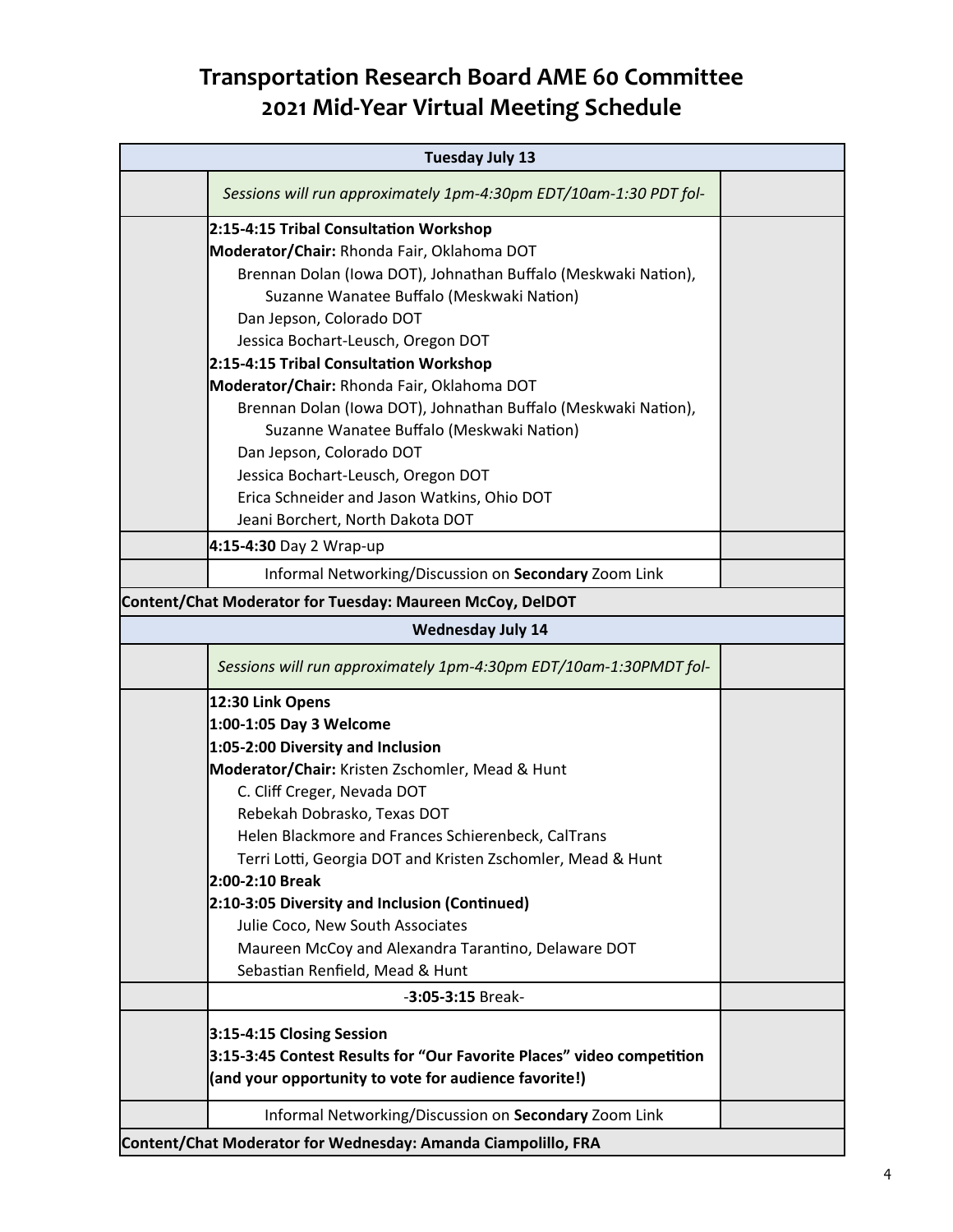# Transportation Research Board AME 60 Committee
# 2021 Mid-Year Virtual Meeting Schedule

| Tuesday July 13 | | |
|---|---|---|
| | *Sessions will run approximately 1pm-4:30pm EDT/10am-1:30 PDT fol-* | |
| | **2:15-4:15 Tribal Consultation Workshop**<br>**Moderator/Chair:** Rhonda Fair, Oklahoma DOT<br>Brennan Dolan (Iowa DOT), Johnathan Buffalo (Meskwaki Nation), Suzanne Wanatee Buffalo (Meskwaki Nation)<br>Dan Jepson, Colorado DOT<br>Jessica Bochart-Leusch, Oregon DOT<br>**2:15-4:15 Tribal Consultation Workshop**<br>**Moderator/Chair:** Rhonda Fair, Oklahoma DOT<br>Brennan Dolan (Iowa DOT), Johnathan Buffalo (Meskwaki Nation), Suzanne Wanatee Buffalo (Meskwaki Nation)<br>Dan Jepson, Colorado DOT<br>Jessica Bochart-Leusch, Oregon DOT<br>Erica Schneider and Jason Watkins, Ohio DOT<br>Jeani Borchert, North Dakota DOT | |
| | **4:15-4:30** Day 2 Wrap-up | |
| | Informal Networking/Discussion on **Secondary** Zoom Link | |
| **Content/Chat Moderator for Tuesday: Maureen McCoy, DelDOT** | | |
| **Wednesday July 14** | | |
| | *Sessions will run approximately 1pm-4:30pm EDT/10am-1:30PMDT fol-* | |
| | **12:30 Link Opens**<br>**1:00-1:05 Day 3 Welcome**<br>**1:05-2:00 Diversity and Inclusion**<br>**Moderator/Chair:** Kristen Zschomler, Mead & Hunt<br>C. Cliff Creger, Nevada DOT<br>Rebekah Dobrasko, Texas DOT<br>Helen Blackmore and Frances Schierenbeck, CalTrans<br>Terri Lotti, Georgia DOT and Kristen Zschomler, Mead & Hunt<br>**2:00-2:10 Break**<br>**2:10-3:05 Diversity and Inclusion (Continued)**<br>Julie Coco, New South Associates<br>Maureen McCoy and Alexandra Tarantino, Delaware DOT<br>Sebastian Renfield, Mead & Hunt | |
| | -**3:05-3:15** Break- | |
| | **3:15-4:15 Closing Session**<br>**3:15-3:45 Contest Results for "Our Favorite Places" video competition (and your opportunity to vote for audience favorite!)** | |
| | Informal Networking/Discussion on **Secondary** Zoom Link | |
| **Content/Chat Moderator for Wednesday: Amanda Ciampolillo, FRA** | | |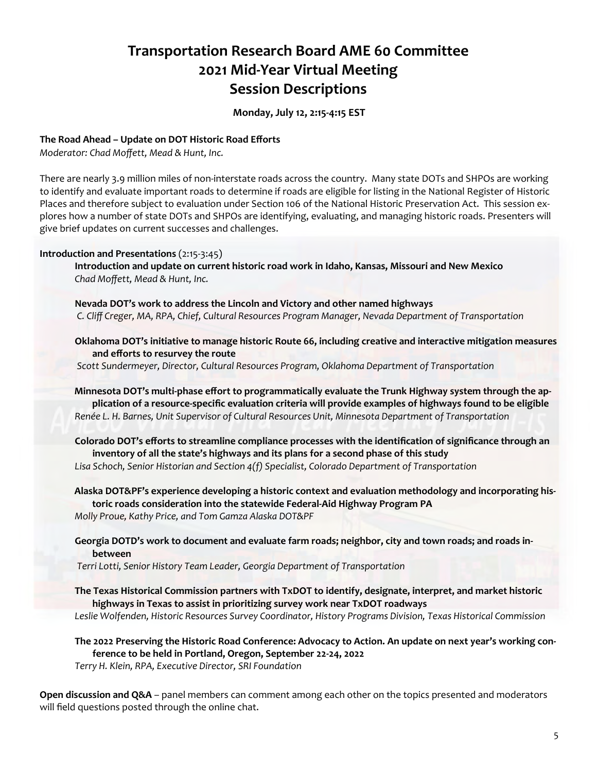# Transportation Research Board AME 60 Committee
# 2021 Mid-Year Virtual Meeting
# Session Descriptions

**Monday, July 12, 2:15-4:15 EST**

**The Road Ahead – Update on DOT Historic Road Efforts**
*Moderator: Chad Moffett, Mead & Hunt, Inc.*

There are nearly 3.9 million miles of non-interstate roads across the country. Many state DOTs and SHPOs are working to identify and evaluate important roads to determine if roads are eligible for listing in the National Register of Historic Places and therefore subject to evaluation under Section 106 of the National Historic Preservation Act. This session explores how a number of state DOTs and SHPOs are identifying, evaluating, and managing historic roads. Presenters will give brief updates on current successes and challenges.

**Introduction and Presentations** (2:15-3:45)

**Introduction and update on current historic road work in Idaho, Kansas, Missouri and New Mexico**
*Chad Moffett, Mead & Hunt, Inc.*

**Nevada DOT's work to address the Lincoln and Victory and other named highways**
*C. Cliff Creger, MA, RPA, Chief, Cultural Resources Program Manager, Nevada Department of Transportation*

**Oklahoma DOT's initiative to manage historic Route 66, including creative and interactive mitigation measures and efforts to resurvey the route**
*Scott Sundermeyer, Director, Cultural Resources Program, Oklahoma Department of Transportation*

**Minnesota DOT's multi-phase effort to programmatically evaluate the Trunk Highway system through the application of a resource-specific evaluation criteria will provide examples of highways found to be eligible**
*Renée L. H. Barnes, Unit Supervisor of Cultural Resources Unit, Minnesota Department of Transportation*

**Colorado DOT's efforts to streamline compliance processes with the identification of significance through an inventory of all the state's highways and its plans for a second phase of this study**
*Lisa Schoch, Senior Historian and Section 4(f) Specialist, Colorado Department of Transportation*

**Alaska DOT&PF's experience developing a historic context and evaluation methodology and incorporating historic roads consideration into the statewide Federal-Aid Highway Program PA**
*Molly Proue, Kathy Price, and Tom Gamza Alaska DOT&PF*

**Georgia DOTD's work to document and evaluate farm roads; neighbor, city and town roads; and roads in-between**
*Terri Lotti, Senior History Team Leader, Georgia Department of Transportation*

**The Texas Historical Commission partners with TxDOT to identify, designate, interpret, and market historic highways in Texas to assist in prioritizing survey work near TxDOT roadways**
*Leslie Wolfenden, Historic Resources Survey Coordinator, History Programs Division, Texas Historical Commission*

**The 2022 Preserving the Historic Road Conference: Advocacy to Action. An update on next year's working conference to be held in Portland, Oregon, September 22-24, 2022**
*Terry H. Klein, RPA, Executive Director, SRI Foundation*

**Open discussion and Q&A** – panel members can comment among each other on the topics presented and moderators will field questions posted through the online chat.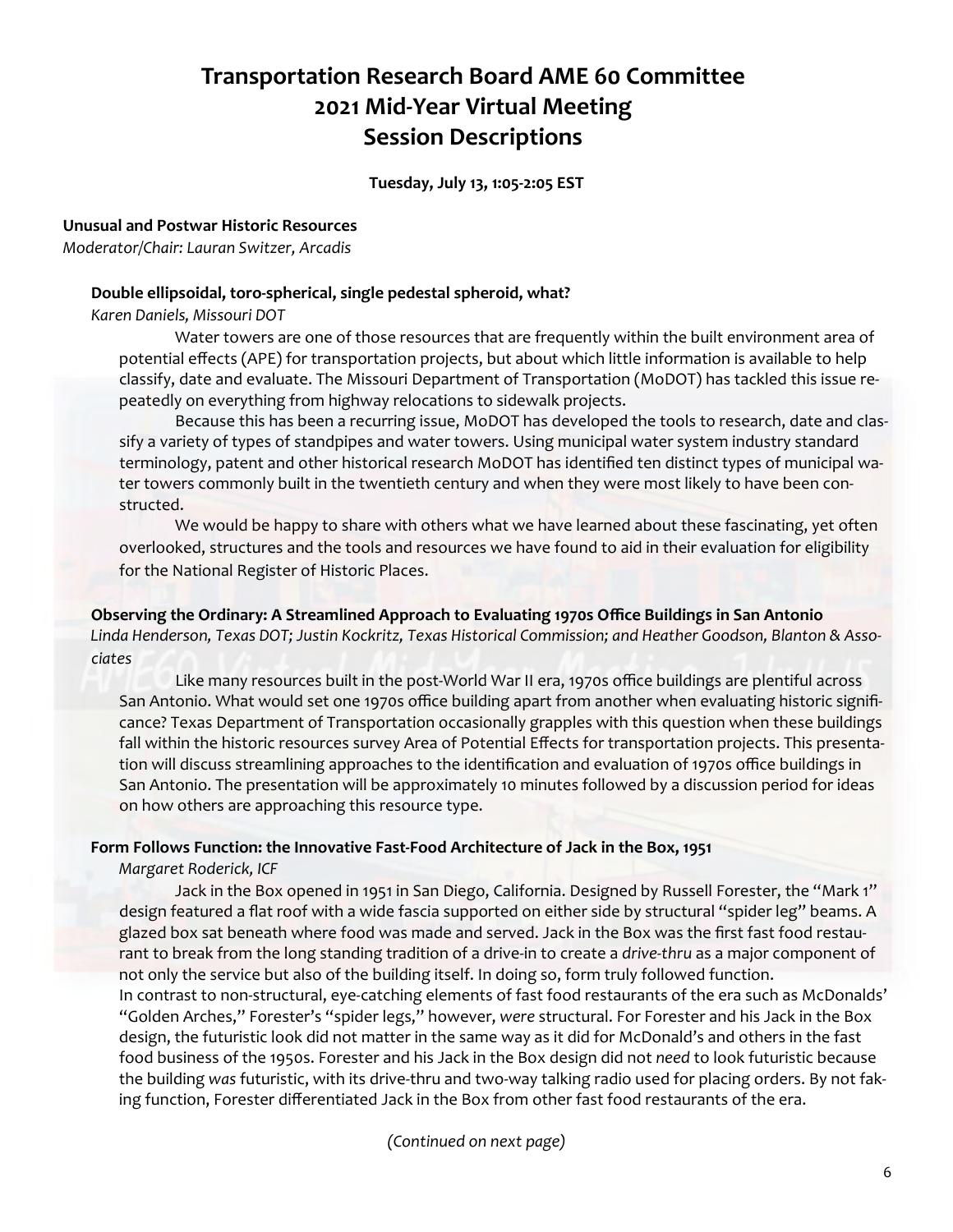# Transportation Research Board AME 60 Committee
# 2021 Mid-Year Virtual Meeting
# Session Descriptions

**Tuesday, July 13, 1:05-2:05 EST**

## Unusual and Postwar Historic Resources

*Moderator/Chair: Lauran Switzer, Arcadis*

### Double ellipsoidal, toro-spherical, single pedestal spheroid, what?

*Karen Daniels, Missouri DOT*

Water towers are one of those resources that are frequently within the built environment area of potential effects (APE) for transportation projects, but about which little information is available to help classify, date and evaluate. The Missouri Department of Transportation (MoDOT) has tackled this issue repeatedly on everything from highway relocations to sidewalk projects.

Because this has been a recurring issue, MoDOT has developed the tools to research, date and classify a variety of types of standpipes and water towers. Using municipal water system industry standard terminology, patent and other historical research MoDOT has identified ten distinct types of municipal water towers commonly built in the twentieth century and when they were most likely to have been constructed.

We would be happy to share with others what we have learned about these fascinating, yet often overlooked, structures and the tools and resources we have found to aid in their evaluation for eligibility for the National Register of Historic Places.

### Observing the Ordinary: A Streamlined Approach to Evaluating 1970s Office Buildings in San Antonio

*Linda Henderson, Texas DOT; Justin Kockritz, Texas Historical Commission; and Heather Goodson, Blanton & Associates*

Like many resources built in the post-World War II era, 1970s office buildings are plentiful across San Antonio. What would set one 1970s office building apart from another when evaluating historic significance? Texas Department of Transportation occasionally grapples with this question when these buildings fall within the historic resources survey Area of Potential Effects for transportation projects. This presentation will discuss streamlining approaches to the identification and evaluation of 1970s office buildings in San Antonio. The presentation will be approximately 10 minutes followed by a discussion period for ideas on how others are approaching this resource type.

### Form Follows Function: the Innovative Fast-Food Architecture of Jack in the Box, 1951

*Margaret Roderick, ICF*

Jack in the Box opened in 1951 in San Diego, California. Designed by Russell Forester, the "Mark 1" design featured a flat roof with a wide fascia supported on either side by structural "spider leg" beams. A glazed box sat beneath where food was made and served. Jack in the Box was the first fast food restaurant to break from the long standing tradition of a drive-in to create a *drive-thru* as a major component of not only the service but also of the building itself. In doing so, form truly followed function.

In contrast to non-structural, eye-catching elements of fast food restaurants of the era such as McDonalds' "Golden Arches," Forester's "spider legs," however, *were* structural. For Forester and his Jack in the Box design, the futuristic look did not matter in the same way as it did for McDonald's and others in the fast food business of the 1950s. Forester and his Jack in the Box design did not *need* to look futuristic because the building *was* futuristic, with its drive-thru and two-way talking radio used for placing orders. By not faking function, Forester differentiated Jack in the Box from other fast food restaurants of the era.

*(Continued on next page)*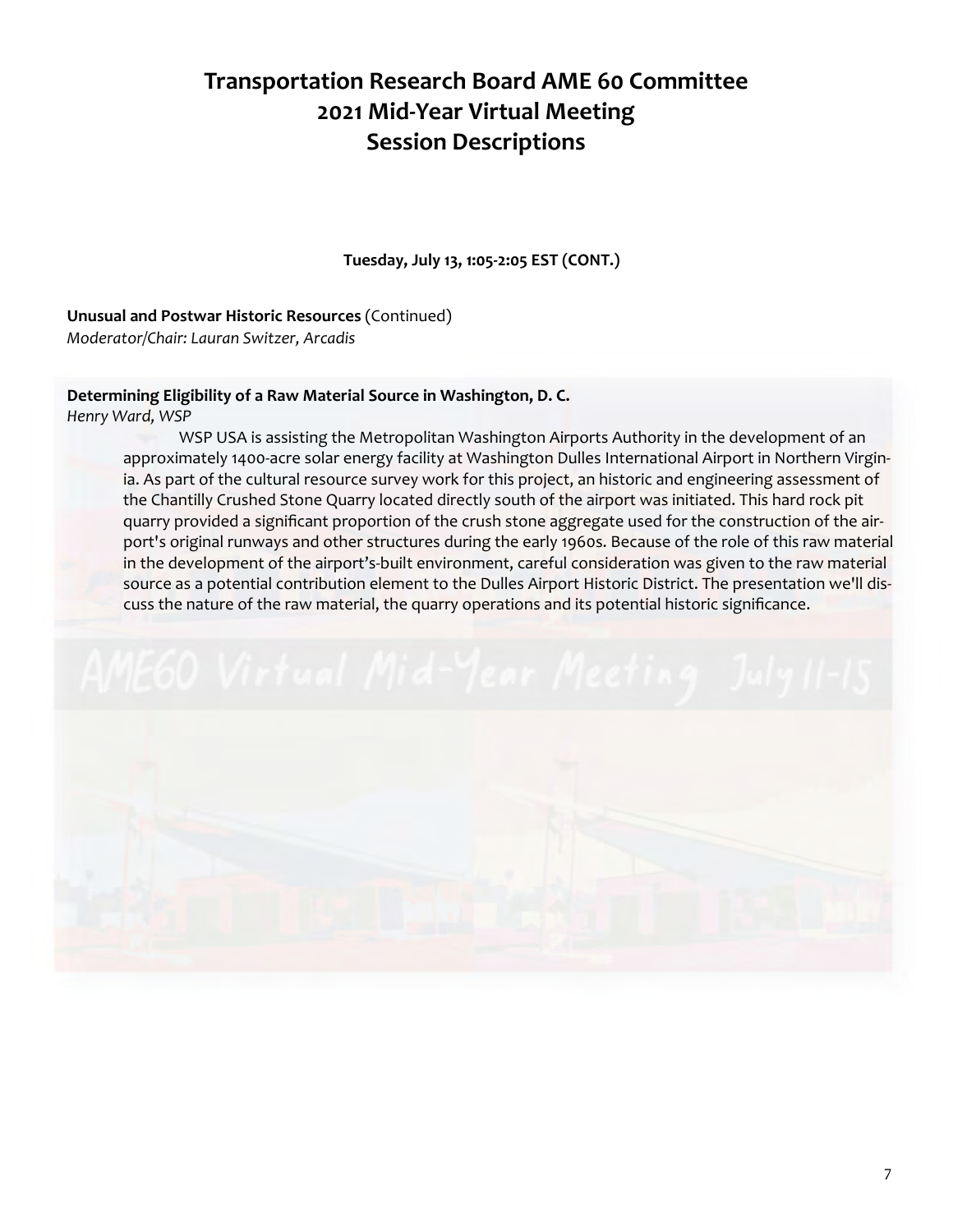# Transportation Research Board AME 60 Committee
# 2021 Mid-Year Virtual Meeting
# Session Descriptions

**Tuesday, July 13, 1:05-2:05 EST (CONT.)**

**Unusual and Postwar Historic Resources** (Continued)
*Moderator/Chair: Lauran Switzer, Arcadis*

**Determining Eligibility of a Raw Material Source in Washington, D. C.**
*Henry Ward, WSP*

WSP USA is assisting the Metropolitan Washington Airports Authority in the development of an approximately 1400-acre solar energy facility at Washington Dulles International Airport in Northern Virginia. As part of the cultural resource survey work for this project, an historic and engineering assessment of the Chantilly Crushed Stone Quarry located directly south of the airport was initiated. This hard rock pit quarry provided a significant proportion of the crush stone aggregate used for the construction of the airport's original runways and other structures during the early 1960s. Because of the role of this raw material in the development of the airport's-built environment, careful consideration was given to the raw material source as a potential contribution element to the Dulles Airport Historic District. The presentation we'll discuss the nature of the raw material, the quarry operations and its potential historic significance.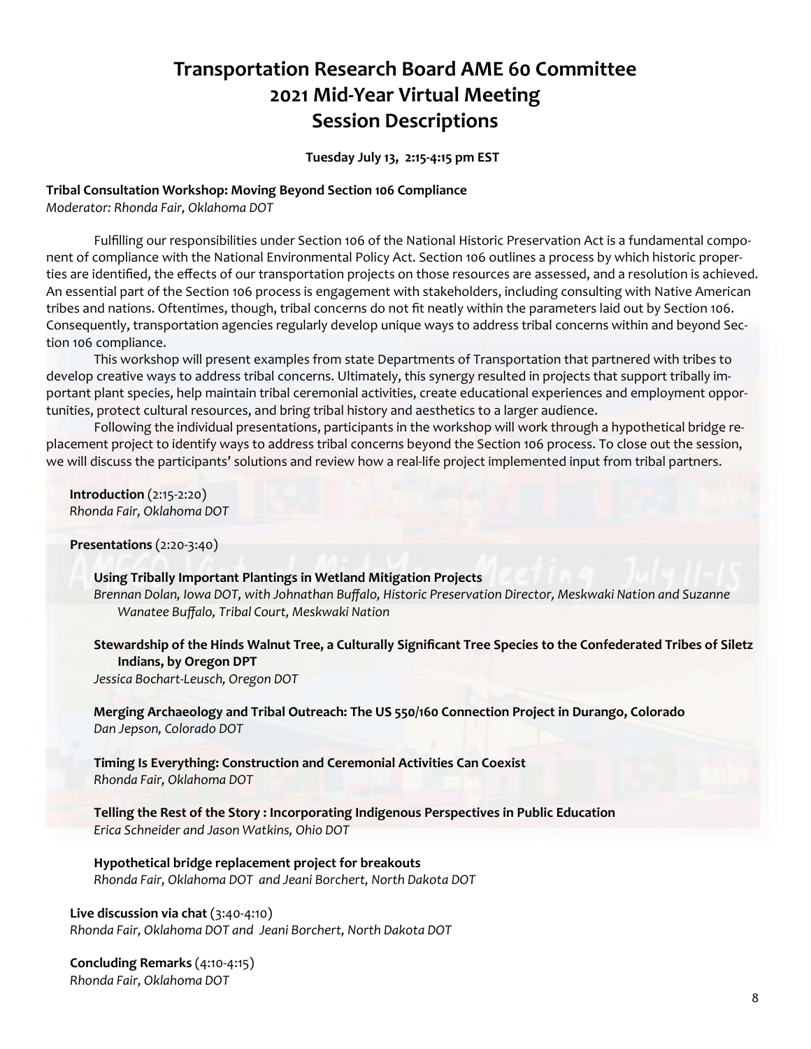# Transportation Research Board AME 60 Committee
# 2021 Mid-Year Virtual Meeting
# Session Descriptions

**Tuesday July 13, 2:15-4:15 pm EST**

**Tribal Consultation Workshop: Moving Beyond Section 106 Compliance**
*Moderator: Rhonda Fair, Oklahoma DOT*

Fulfilling our responsibilities under Section 106 of the National Historic Preservation Act is a fundamental component of compliance with the National Environmental Policy Act. Section 106 outlines a process by which historic properties are identified, the effects of our transportation projects on those resources are assessed, and a resolution is achieved. An essential part of the Section 106 process is engagement with stakeholders, including consulting with Native American tribes and nations. Oftentimes, though, tribal concerns do not fit neatly within the parameters laid out by Section 106. Consequently, transportation agencies regularly develop unique ways to address tribal concerns within and beyond Section 106 compliance.

This workshop will present examples from state Departments of Transportation that partnered with tribes to develop creative ways to address tribal concerns. Ultimately, this synergy resulted in projects that support tribally important plant species, help maintain tribal ceremonial activities, create educational experiences and employment opportunities, protect cultural resources, and bring tribal history and aesthetics to a larger audience.

Following the individual presentations, participants in the workshop will work through a hypothetical bridge replacement project to identify ways to address tribal concerns beyond the Section 106 process. To close out the session, we will discuss the participants' solutions and review how a real-life project implemented input from tribal partners.

**Introduction** (2:15-2:20)
*Rhonda Fair, Oklahoma DOT*

**Presentations** (2:20-3:40)

**Using Tribally Important Plantings in Wetland Mitigation Projects**
*Brennan Dolan, Iowa DOT, with Johnathan Buffalo, Historic Preservation Director, Meskwaki Nation and Suzanne Wanatee Buffalo, Tribal Court, Meskwaki Nation*

**Stewardship of the Hinds Walnut Tree, a Culturally Significant Tree Species to the Confederated Tribes of Siletz Indians, by Oregon DPT**
*Jessica Bochart-Leusch, Oregon DOT*

**Merging Archaeology and Tribal Outreach: The US 550/160 Connection Project in Durango, Colorado**
*Dan Jepson, Colorado DOT*

**Timing Is Everything: Construction and Ceremonial Activities Can Coexist**
*Rhonda Fair, Oklahoma DOT*

**Telling the Rest of the Story : Incorporating Indigenous Perspectives in Public Education**
*Erica Schneider and Jason Watkins, Ohio DOT*

**Hypothetical bridge replacement project for breakouts**
*Rhonda Fair, Oklahoma DOT and Jeani Borchert, North Dakota DOT*

**Live discussion via chat** (3:40-4:10)
*Rhonda Fair, Oklahoma DOT and Jeani Borchert, North Dakota DOT*

**Concluding Remarks** (4:10-4:15)
*Rhonda Fair, Oklahoma DOT*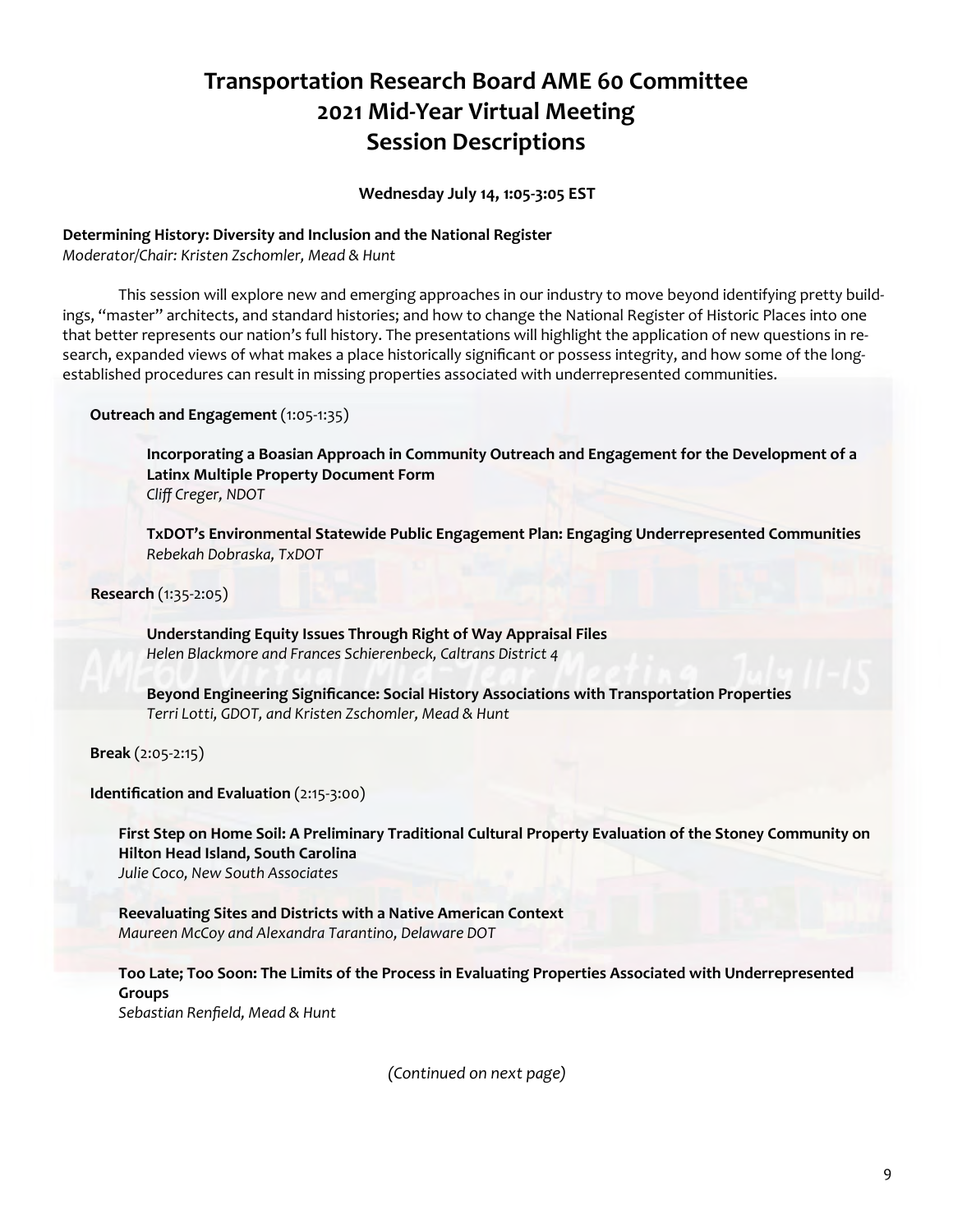# Transportation Research Board AME 60 Committee
# 2021 Mid-Year Virtual Meeting
# Session Descriptions

**Wednesday July 14, 1:05-3:05 EST**

**Determining History: Diversity and Inclusion and the National Register**
*Moderator/Chair: Kristen Zschomler, Mead & Hunt*

This session will explore new and emerging approaches in our industry to move beyond identifying pretty buildings, "master" architects, and standard histories; and how to change the National Register of Historic Places into one that better represents our nation's full history. The presentations will highlight the application of new questions in research, expanded views of what makes a place historically significant or possess integrity, and how some of the long-established procedures can result in missing properties associated with underrepresented communities.

**Outreach and Engagement** (1:05-1:35)

**Incorporating a Boasian Approach in Community Outreach and Engagement for the Development of a Latinx Multiple Property Document Form**
*Cliff Creger, NDOT*

**TxDOT's Environmental Statewide Public Engagement Plan: Engaging Underrepresented Communities**
*Rebekah Dobraska, TxDOT*

**Research** (1:35-2:05)

**Understanding Equity Issues Through Right of Way Appraisal Files**
*Helen Blackmore and Frances Schierenbeck, Caltrans District 4*

**Beyond Engineering Significance: Social History Associations with Transportation Properties**
*Terri Lotti, GDOT, and Kristen Zschomler, Mead & Hunt*

**Break** (2:05-2:15)

**Identification and Evaluation** (2:15-3:00)

**First Step on Home Soil: A Preliminary Traditional Cultural Property Evaluation of the Stoney Community on Hilton Head Island, South Carolina**
*Julie Coco, New South Associates*

**Reevaluating Sites and Districts with a Native American Context**
*Maureen McCoy and Alexandra Tarantino, Delaware DOT*

**Too Late; Too Soon: The Limits of the Process in Evaluating Properties Associated with Underrepresented Groups**
*Sebastian Renfield, Mead & Hunt*

*(Continued on next page)*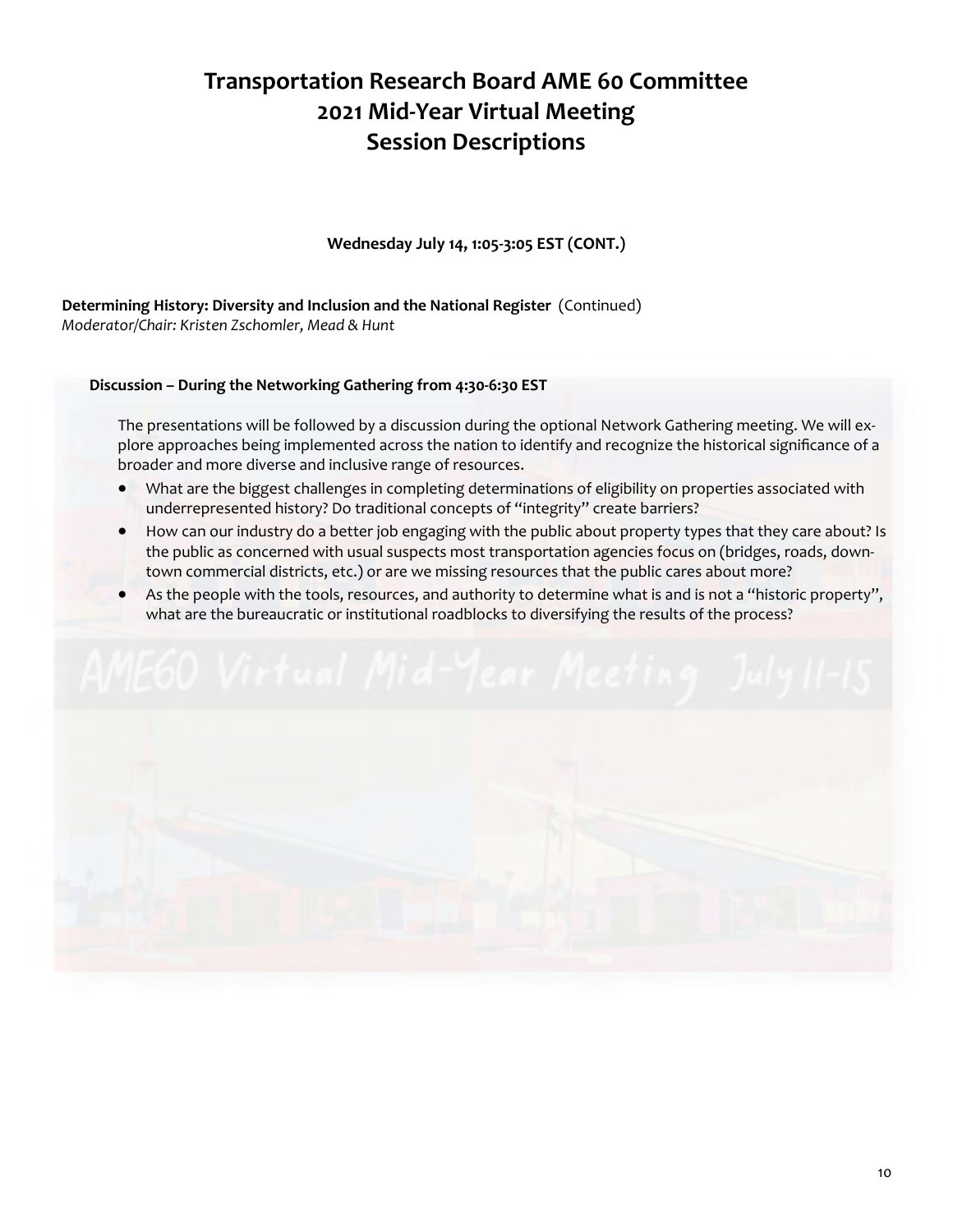# Transportation Research Board AME 60 Committee
# 2021 Mid-Year Virtual Meeting
# Session Descriptions

**Wednesday July 14, 1:05-3:05 EST (CONT.)**

**Determining History: Diversity and Inclusion and the National Register** (Continued)
*Moderator/Chair: Kristen Zschomler, Mead & Hunt*

**Discussion – During the Networking Gathering from 4:30-6:30 EST**

The presentations will be followed by a discussion during the optional Network Gathering meeting. We will explore approaches being implemented across the nation to identify and recognize the historical significance of a broader and more diverse and inclusive range of resources.

- What are the biggest challenges in completing determinations of eligibility on properties associated with underrepresented history? Do traditional concepts of "integrity" create barriers?
- How can our industry do a better job engaging with the public about property types that they care about? Is the public as concerned with usual suspects most transportation agencies focus on (bridges, roads, downtown commercial districts, etc.) or are we missing resources that the public cares about more?
- As the people with the tools, resources, and authority to determine what is and is not a "historic property", what are the bureaucratic or institutional roadblocks to diversifying the results of the process?

AME60 Virtual Mid-Year Meeting July 11-15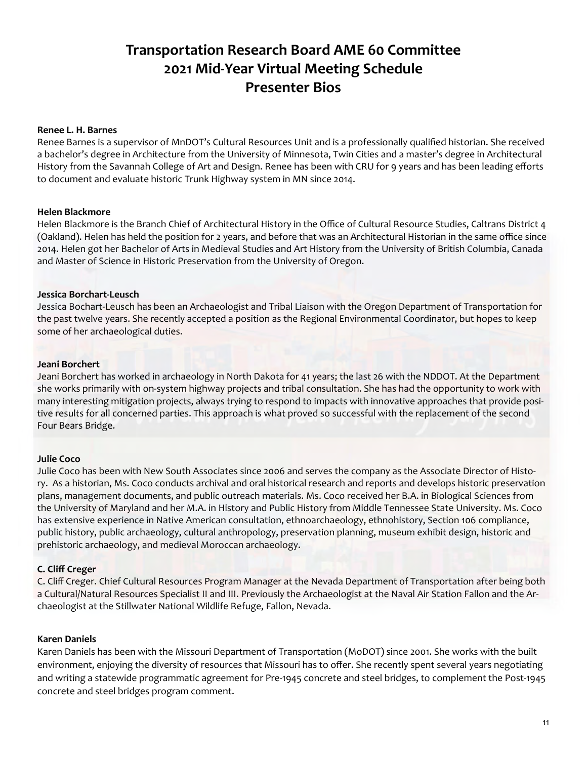# Transportation Research Board AME 60 Committee
# 2021 Mid-Year Virtual Meeting Schedule
# Presenter Bios

**Renee L. H. Barnes**

Renee Barnes is a supervisor of MnDOT's Cultural Resources Unit and is a professionally qualified historian. She received a bachelor's degree in Architecture from the University of Minnesota, Twin Cities and a master's degree in Architectural History from the Savannah College of Art and Design. Renee has been with CRU for 9 years and has been leading efforts to document and evaluate historic Trunk Highway system in MN since 2014.

**Helen Blackmore**

Helen Blackmore is the Branch Chief of Architectural History in the Office of Cultural Resource Studies, Caltrans District 4 (Oakland). Helen has held the position for 2 years, and before that was an Architectural Historian in the same office since 2014. Helen got her Bachelor of Arts in Medieval Studies and Art History from the University of British Columbia, Canada and Master of Science in Historic Preservation from the University of Oregon.

**Jessica Borchart-Leusch**

Jessica Bochart-Leusch has been an Archaeologist and Tribal Liaison with the Oregon Department of Transportation for the past twelve years. She recently accepted a position as the Regional Environmental Coordinator, but hopes to keep some of her archaeological duties.

**Jeani Borchert**

Jeani Borchert has worked in archaeology in North Dakota for 41 years; the last 26 with the NDDOT. At the Department she works primarily with on-system highway projects and tribal consultation. She has had the opportunity to work with many interesting mitigation projects, always trying to respond to impacts with innovative approaches that provide positive results for all concerned parties. This approach is what proved so successful with the replacement of the second Four Bears Bridge.

**Julie Coco**

Julie Coco has been with New South Associates since 2006 and serves the company as the Associate Director of History. As a historian, Ms. Coco conducts archival and oral historical research and reports and develops historic preservation plans, management documents, and public outreach materials. Ms. Coco received her B.A. in Biological Sciences from the University of Maryland and her M.A. in History and Public History from Middle Tennessee State University. Ms. Coco has extensive experience in Native American consultation, ethnoarchaeology, ethnohistory, Section 106 compliance, public history, public archaeology, cultural anthropology, preservation planning, museum exhibit design, historic and prehistoric archaeology, and medieval Moroccan archaeology.

**C. Cliff Creger**

C. Cliff Creger. Chief Cultural Resources Program Manager at the Nevada Department of Transportation after being both a Cultural/Natural Resources Specialist II and III. Previously the Archaeologist at the Naval Air Station Fallon and the Archaeologist at the Stillwater National Wildlife Refuge, Fallon, Nevada.

**Karen Daniels**

Karen Daniels has been with the Missouri Department of Transportation (MoDOT) since 2001. She works with the built environment, enjoying the diversity of resources that Missouri has to offer. She recently spent several years negotiating and writing a statewide programmatic agreement for Pre-1945 concrete and steel bridges, to complement the Post-1945 concrete and steel bridges program comment.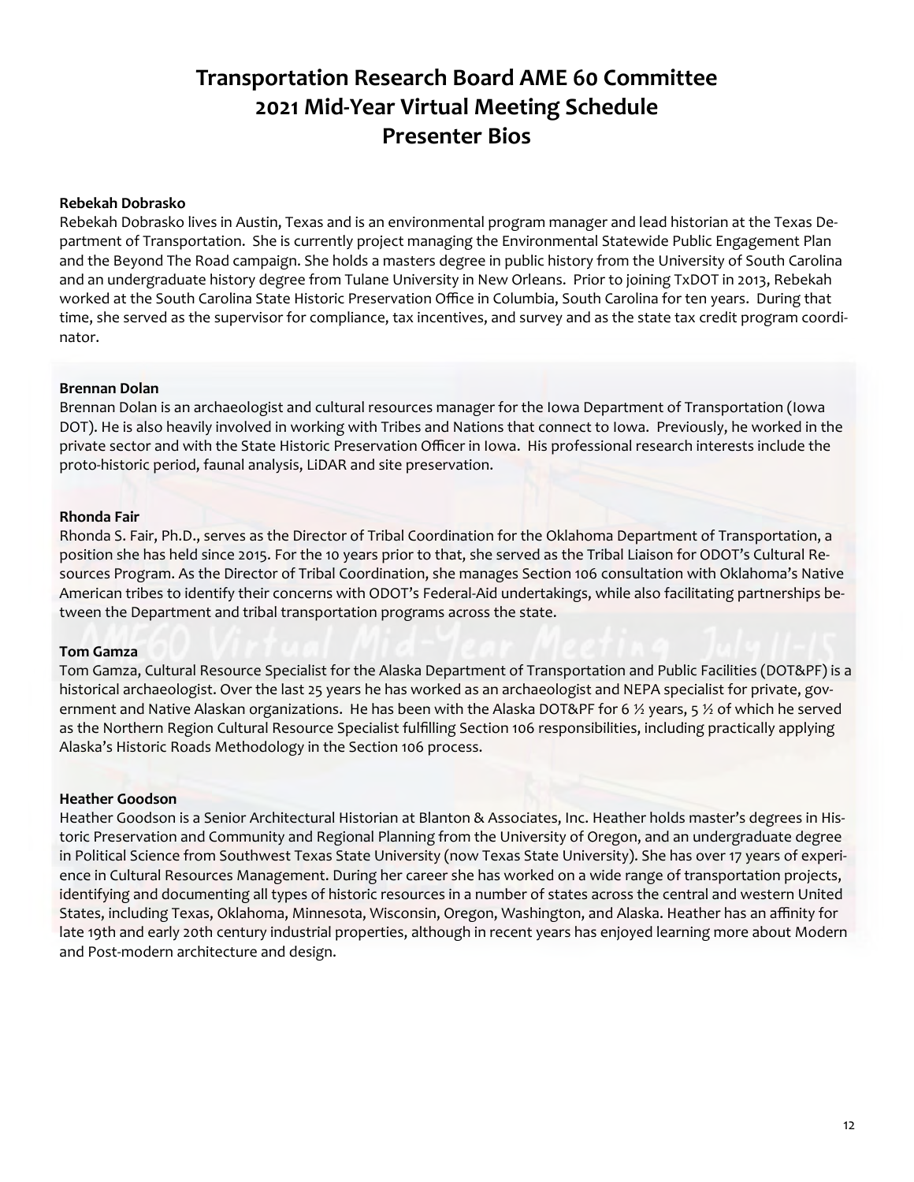# Transportation Research Board AME 60 Committee
# 2021 Mid-Year Virtual Meeting Schedule
# Presenter Bios

**Rebekah Dobrasko**

Rebekah Dobrasko lives in Austin, Texas and is an environmental program manager and lead historian at the Texas Department of Transportation. She is currently project managing the Environmental Statewide Public Engagement Plan and the Beyond The Road campaign. She holds a masters degree in public history from the University of South Carolina and an undergraduate history degree from Tulane University in New Orleans. Prior to joining TxDOT in 2013, Rebekah worked at the South Carolina State Historic Preservation Office in Columbia, South Carolina for ten years. During that time, she served as the supervisor for compliance, tax incentives, and survey and as the state tax credit program coordinator.

**Brennan Dolan**

Brennan Dolan is an archaeologist and cultural resources manager for the Iowa Department of Transportation (Iowa DOT). He is also heavily involved in working with Tribes and Nations that connect to Iowa. Previously, he worked in the private sector and with the State Historic Preservation Officer in Iowa. His professional research interests include the proto-historic period, faunal analysis, LiDAR and site preservation.

**Rhonda Fair**

Rhonda S. Fair, Ph.D., serves as the Director of Tribal Coordination for the Oklahoma Department of Transportation, a position she has held since 2015. For the 10 years prior to that, she served as the Tribal Liaison for ODOT's Cultural Resources Program. As the Director of Tribal Coordination, she manages Section 106 consultation with Oklahoma's Native American tribes to identify their concerns with ODOT's Federal-Aid undertakings, while also facilitating partnerships between the Department and tribal transportation programs across the state.

**Tom Gamza**

Tom Gamza, Cultural Resource Specialist for the Alaska Department of Transportation and Public Facilities (DOT&PF) is a historical archaeologist. Over the last 25 years he has worked as an archaeologist and NEPA specialist for private, government and Native Alaskan organizations. He has been with the Alaska DOT&PF for 6 ½ years, 5 ½ of which he served as the Northern Region Cultural Resource Specialist fulfilling Section 106 responsibilities, including practically applying Alaska's Historic Roads Methodology in the Section 106 process.

**Heather Goodson**

Heather Goodson is a Senior Architectural Historian at Blanton & Associates, Inc. Heather holds master's degrees in Historic Preservation and Community and Regional Planning from the University of Oregon, and an undergraduate degree in Political Science from Southwest Texas State University (now Texas State University). She has over 17 years of experience in Cultural Resources Management. During her career she has worked on a wide range of transportation projects, identifying and documenting all types of historic resources in a number of states across the central and western United States, including Texas, Oklahoma, Minnesota, Wisconsin, Oregon, Washington, and Alaska. Heather has an affinity for late 19th and early 20th century industrial properties, although in recent years has enjoyed learning more about Modern and Post-modern architecture and design.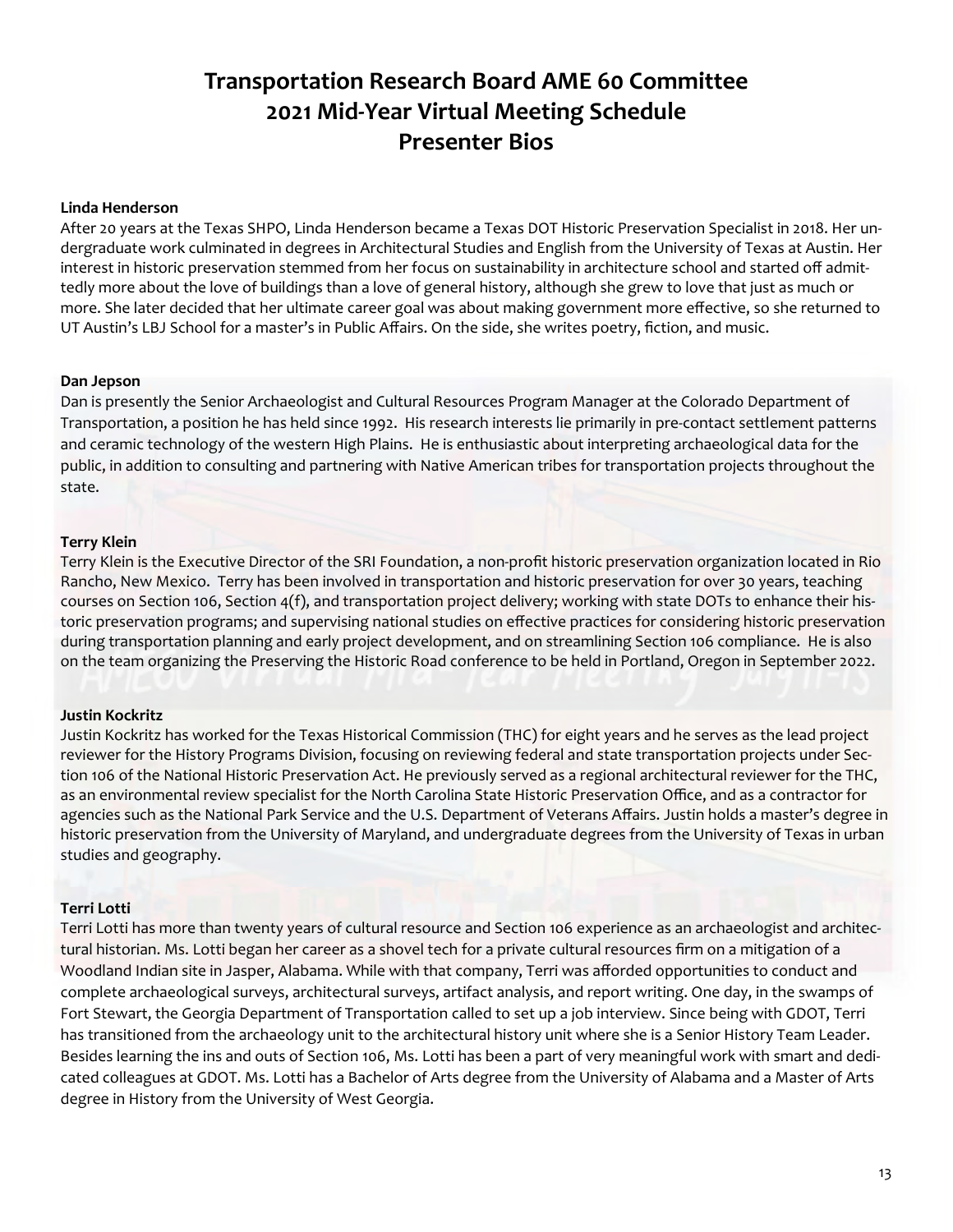# Transportation Research Board AME 60 Committee
# 2021 Mid-Year Virtual Meeting Schedule
# Presenter Bios

**Linda Henderson**

After 20 years at the Texas SHPO, Linda Henderson became a Texas DOT Historic Preservation Specialist in 2018. Her undergraduate work culminated in degrees in Architectural Studies and English from the University of Texas at Austin. Her interest in historic preservation stemmed from her focus on sustainability in architecture school and started off admittedly more about the love of buildings than a love of general history, although she grew to love that just as much or more. She later decided that her ultimate career goal was about making government more effective, so she returned to UT Austin's LBJ School for a master's in Public Affairs. On the side, she writes poetry, fiction, and music.

**Dan Jepson**

Dan is presently the Senior Archaeologist and Cultural Resources Program Manager at the Colorado Department of Transportation, a position he has held since 1992. His research interests lie primarily in pre-contact settlement patterns and ceramic technology of the western High Plains. He is enthusiastic about interpreting archaeological data for the public, in addition to consulting and partnering with Native American tribes for transportation projects throughout the state.

**Terry Klein**

Terry Klein is the Executive Director of the SRI Foundation, a non-profit historic preservation organization located in Rio Rancho, New Mexico. Terry has been involved in transportation and historic preservation for over 30 years, teaching courses on Section 106, Section 4(f), and transportation project delivery; working with state DOTs to enhance their historic preservation programs; and supervising national studies on effective practices for considering historic preservation during transportation planning and early project development, and on streamlining Section 106 compliance. He is also on the team organizing the Preserving the Historic Road conference to be held in Portland, Oregon in September 2022.

**Justin Kockritz**

Justin Kockritz has worked for the Texas Historical Commission (THC) for eight years and he serves as the lead project reviewer for the History Programs Division, focusing on reviewing federal and state transportation projects under Section 106 of the National Historic Preservation Act. He previously served as a regional architectural reviewer for the THC, as an environmental review specialist for the North Carolina State Historic Preservation Office, and as a contractor for agencies such as the National Park Service and the U.S. Department of Veterans Affairs. Justin holds a master's degree in historic preservation from the University of Maryland, and undergraduate degrees from the University of Texas in urban studies and geography.

**Terri Lotti**

Terri Lotti has more than twenty years of cultural resource and Section 106 experience as an archaeologist and architectural historian. Ms. Lotti began her career as a shovel tech for a private cultural resources firm on a mitigation of a Woodland Indian site in Jasper, Alabama. While with that company, Terri was afforded opportunities to conduct and complete archaeological surveys, architectural surveys, artifact analysis, and report writing. One day, in the swamps of Fort Stewart, the Georgia Department of Transportation called to set up a job interview. Since being with GDOT, Terri has transitioned from the archaeology unit to the architectural history unit where she is a Senior History Team Leader. Besides learning the ins and outs of Section 106, Ms. Lotti has been a part of very meaningful work with smart and dedicated colleagues at GDOT. Ms. Lotti has a Bachelor of Arts degree from the University of Alabama and a Master of Arts degree in History from the University of West Georgia.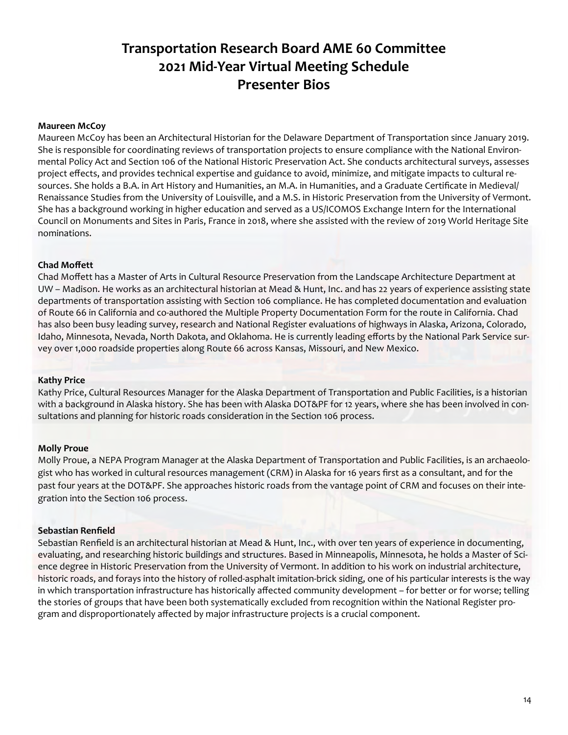# Transportation Research Board AME 60 Committee
# 2021 Mid-Year Virtual Meeting Schedule
# Presenter Bios

**Maureen McCoy**

Maureen McCoy has been an Architectural Historian for the Delaware Department of Transportation since January 2019. She is responsible for coordinating reviews of transportation projects to ensure compliance with the National Environmental Policy Act and Section 106 of the National Historic Preservation Act. She conducts architectural surveys, assesses project effects, and provides technical expertise and guidance to avoid, minimize, and mitigate impacts to cultural resources. She holds a B.A. in Art History and Humanities, an M.A. in Humanities, and a Graduate Certificate in Medieval/Renaissance Studies from the University of Louisville, and a M.S. in Historic Preservation from the University of Vermont. She has a background working in higher education and served as a US/ICOMOS Exchange Intern for the International Council on Monuments and Sites in Paris, France in 2018, where she assisted with the review of 2019 World Heritage Site nominations.

**Chad Moffett**

Chad Moffett has a Master of Arts in Cultural Resource Preservation from the Landscape Architecture Department at UW – Madison. He works as an architectural historian at Mead & Hunt, Inc. and has 22 years of experience assisting state departments of transportation assisting with Section 106 compliance. He has completed documentation and evaluation of Route 66 in California and co-authored the Multiple Property Documentation Form for the route in California. Chad has also been busy leading survey, research and National Register evaluations of highways in Alaska, Arizona, Colorado, Idaho, Minnesota, Nevada, North Dakota, and Oklahoma. He is currently leading efforts by the National Park Service survey over 1,000 roadside properties along Route 66 across Kansas, Missouri, and New Mexico.

**Kathy Price**

Kathy Price, Cultural Resources Manager for the Alaska Department of Transportation and Public Facilities, is a historian with a background in Alaska history. She has been with Alaska DOT&PF for 12 years, where she has been involved in consultations and planning for historic roads consideration in the Section 106 process.

**Molly Proue**

Molly Proue, a NEPA Program Manager at the Alaska Department of Transportation and Public Facilities, is an archaeologist who has worked in cultural resources management (CRM) in Alaska for 16 years first as a consultant, and for the past four years at the DOT&PF. She approaches historic roads from the vantage point of CRM and focuses on their integration into the Section 106 process.

**Sebastian Renfield**

Sebastian Renfield is an architectural historian at Mead & Hunt, Inc., with over ten years of experience in documenting, evaluating, and researching historic buildings and structures. Based in Minneapolis, Minnesota, he holds a Master of Science degree in Historic Preservation from the University of Vermont. In addition to his work on industrial architecture, historic roads, and forays into the history of rolled-asphalt imitation-brick siding, one of his particular interests is the way in which transportation infrastructure has historically affected community development – for better or for worse; telling the stories of groups that have been both systematically excluded from recognition within the National Register program and disproportionately affected by major infrastructure projects is a crucial component.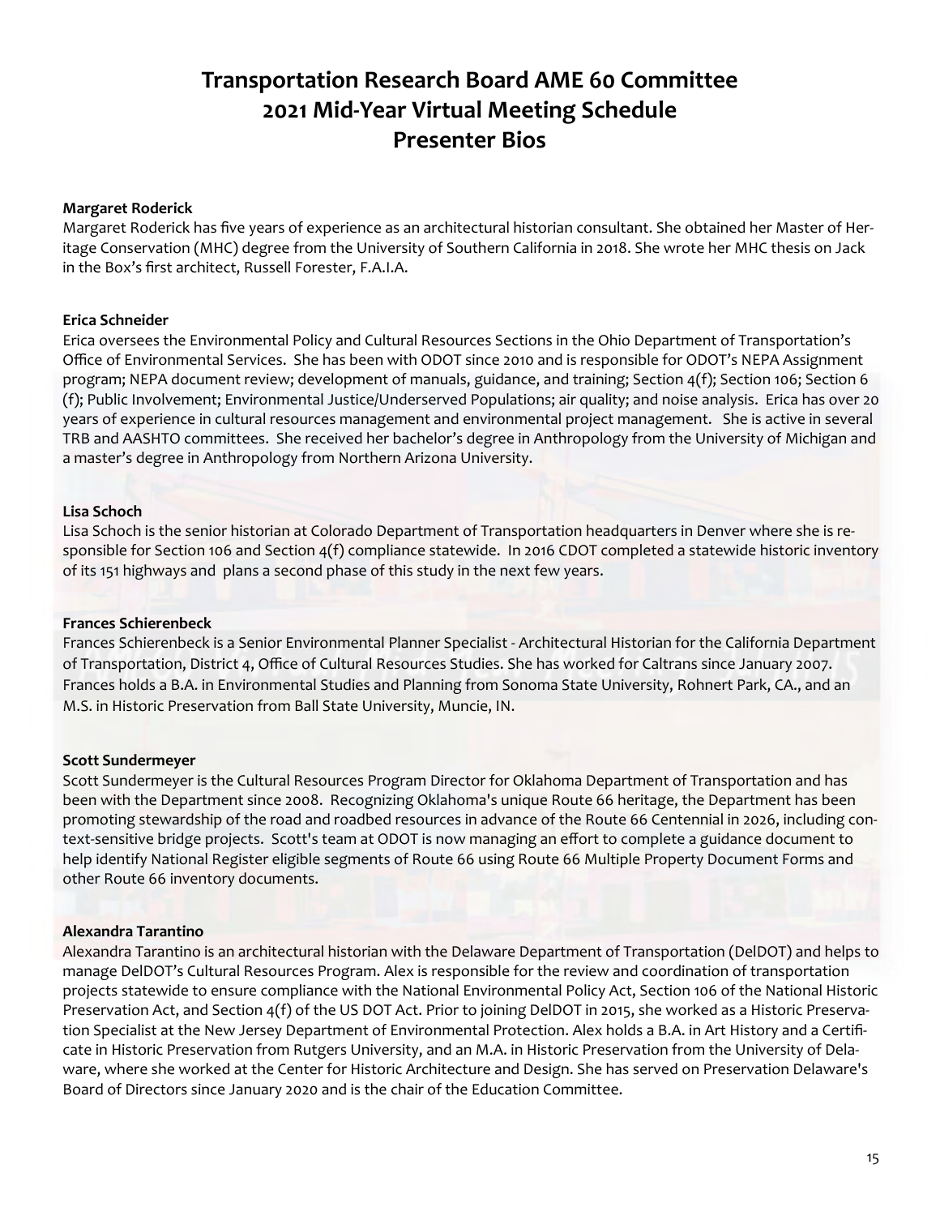# Transportation Research Board AME 60 Committee
# 2021 Mid-Year Virtual Meeting Schedule
# Presenter Bios

**Margaret Roderick**

Margaret Roderick has five years of experience as an architectural historian consultant. She obtained her Master of Heritage Conservation (MHC) degree from the University of Southern California in 2018. She wrote her MHC thesis on Jack in the Box's first architect, Russell Forester, F.A.I.A.

**Erica Schneider**

Erica oversees the Environmental Policy and Cultural Resources Sections in the Ohio Department of Transportation's Office of Environmental Services. She has been with ODOT since 2010 and is responsible for ODOT's NEPA Assignment program; NEPA document review; development of manuals, guidance, and training; Section 4(f); Section 106; Section 6(f); Public Involvement; Environmental Justice/Underserved Populations; air quality; and noise analysis. Erica has over 20 years of experience in cultural resources management and environmental project management. She is active in several TRB and AASHTO committees. She received her bachelor's degree in Anthropology from the University of Michigan and a master's degree in Anthropology from Northern Arizona University.

**Lisa Schoch**

Lisa Schoch is the senior historian at Colorado Department of Transportation headquarters in Denver where she is responsible for Section 106 and Section 4(f) compliance statewide. In 2016 CDOT completed a statewide historic inventory of its 151 highways and plans a second phase of this study in the next few years.

**Frances Schierenbeck**

Frances Schierenbeck is a Senior Environmental Planner Specialist - Architectural Historian for the California Department of Transportation, District 4, Office of Cultural Resources Studies. She has worked for Caltrans since January 2007. Frances holds a B.A. in Environmental Studies and Planning from Sonoma State University, Rohnert Park, CA., and an M.S. in Historic Preservation from Ball State University, Muncie, IN.

**Scott Sundermeyer**

Scott Sundermeyer is the Cultural Resources Program Director for Oklahoma Department of Transportation and has been with the Department since 2008. Recognizing Oklahoma's unique Route 66 heritage, the Department has been promoting stewardship of the road and roadbed resources in advance of the Route 66 Centennial in 2026, including context-sensitive bridge projects. Scott's team at ODOT is now managing an effort to complete a guidance document to help identify National Register eligible segments of Route 66 using Route 66 Multiple Property Document Forms and other Route 66 inventory documents.

**Alexandra Tarantino**

Alexandra Tarantino is an architectural historian with the Delaware Department of Transportation (DelDOT) and helps to manage DelDOT's Cultural Resources Program. Alex is responsible for the review and coordination of transportation projects statewide to ensure compliance with the National Environmental Policy Act, Section 106 of the National Historic Preservation Act, and Section 4(f) of the US DOT Act. Prior to joining DelDOT in 2015, she worked as a Historic Preservation Specialist at the New Jersey Department of Environmental Protection. Alex holds a B.A. in Art History and a Certificate in Historic Preservation from Rutgers University, and an M.A. in Historic Preservation from the University of Delaware, where she worked at the Center for Historic Architecture and Design. She has served on Preservation Delaware's Board of Directors since January 2020 and is the chair of the Education Committee.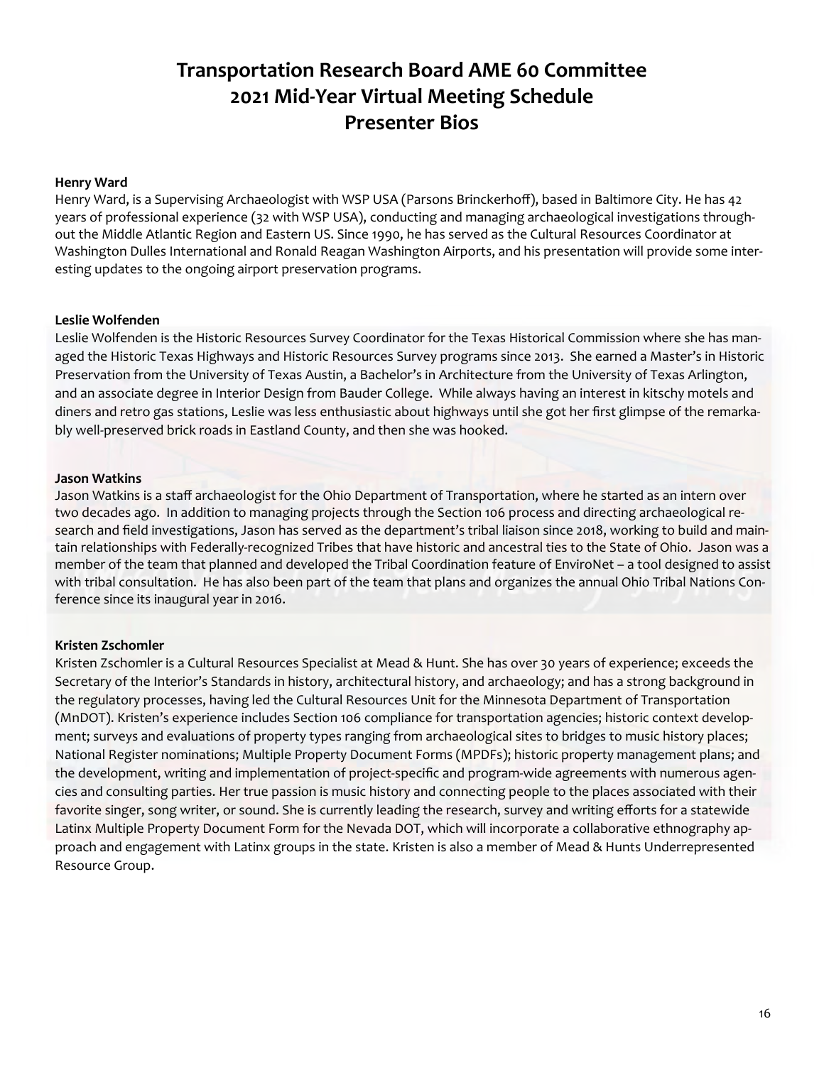# Transportation Research Board AME 60 Committee
# 2021 Mid-Year Virtual Meeting Schedule
# Presenter Bios

**Henry Ward**

Henry Ward, is a Supervising Archaeologist with WSP USA (Parsons Brinckerhoff), based in Baltimore City. He has 42 years of professional experience (32 with WSP USA), conducting and managing archaeological investigations throughout the Middle Atlantic Region and Eastern US. Since 1990, he has served as the Cultural Resources Coordinator at Washington Dulles International and Ronald Reagan Washington Airports, and his presentation will provide some interesting updates to the ongoing airport preservation programs.

**Leslie Wolfenden**

Leslie Wolfenden is the Historic Resources Survey Coordinator for the Texas Historical Commission where she has managed the Historic Texas Highways and Historic Resources Survey programs since 2013. She earned a Master's in Historic Preservation from the University of Texas Austin, a Bachelor's in Architecture from the University of Texas Arlington, and an associate degree in Interior Design from Bauder College. While always having an interest in kitschy motels and diners and retro gas stations, Leslie was less enthusiastic about highways until she got her first glimpse of the remarkably well-preserved brick roads in Eastland County, and then she was hooked.

**Jason Watkins**

Jason Watkins is a staff archaeologist for the Ohio Department of Transportation, where he started as an intern over two decades ago. In addition to managing projects through the Section 106 process and directing archaeological research and field investigations, Jason has served as the department's tribal liaison since 2018, working to build and maintain relationships with Federally-recognized Tribes that have historic and ancestral ties to the State of Ohio. Jason was a member of the team that planned and developed the Tribal Coordination feature of EnviroNet – a tool designed to assist with tribal consultation. He has also been part of the team that plans and organizes the annual Ohio Tribal Nations Conference since its inaugural year in 2016.

**Kristen Zschomler**

Kristen Zschomler is a Cultural Resources Specialist at Mead & Hunt. She has over 30 years of experience; exceeds the Secretary of the Interior's Standards in history, architectural history, and archaeology; and has a strong background in the regulatory processes, having led the Cultural Resources Unit for the Minnesota Department of Transportation (MnDOT). Kristen's experience includes Section 106 compliance for transportation agencies; historic context development; surveys and evaluations of property types ranging from archaeological sites to bridges to music history places; National Register nominations; Multiple Property Document Forms (MPDFs); historic property management plans; and the development, writing and implementation of project-specific and program-wide agreements with numerous agencies and consulting parties. Her true passion is music history and connecting people to the places associated with their favorite singer, song writer, or sound. She is currently leading the research, survey and writing efforts for a statewide Latinx Multiple Property Document Form for the Nevada DOT, which will incorporate a collaborative ethnography approach and engagement with Latinx groups in the state. Kristen is also a member of Mead & Hunts Underrepresented Resource Group.